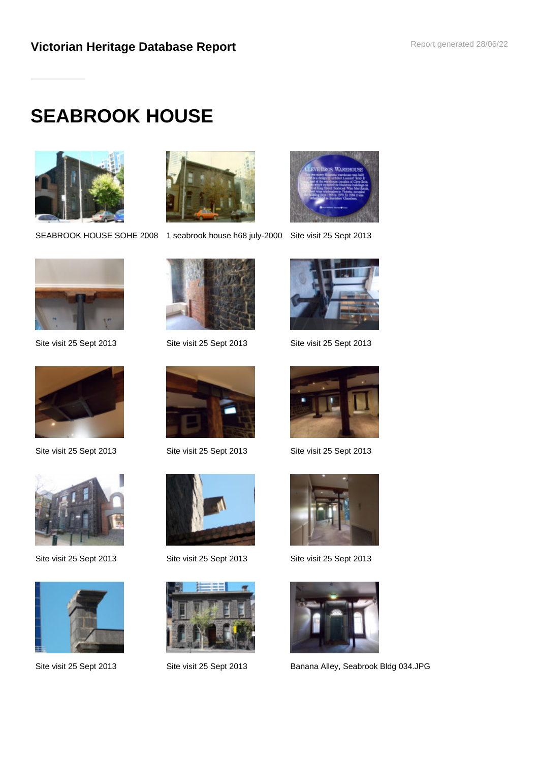# SEABROOK HOUSE

SEABROOK HOUSE SOHE 2008

1 seabrook house h68 july-2000

Site visit 25 Sept 2013

Site visit 25 Sept 2013

Site visit 25 Sept 2013

Site visit 25 Sept 2013

Site visit 25 Sept 2013

Site visit 25 Sept 2013

Site visit 25 Sept 2013

Site visit 25 Sept 2013

Site visit 25 Sept 2013

Site visit 25 Sept 2013

Site visit 25 Sept 2013

Site visit 25 Sept 2013

Banana Alley, Seabrook Bldg 034.JPG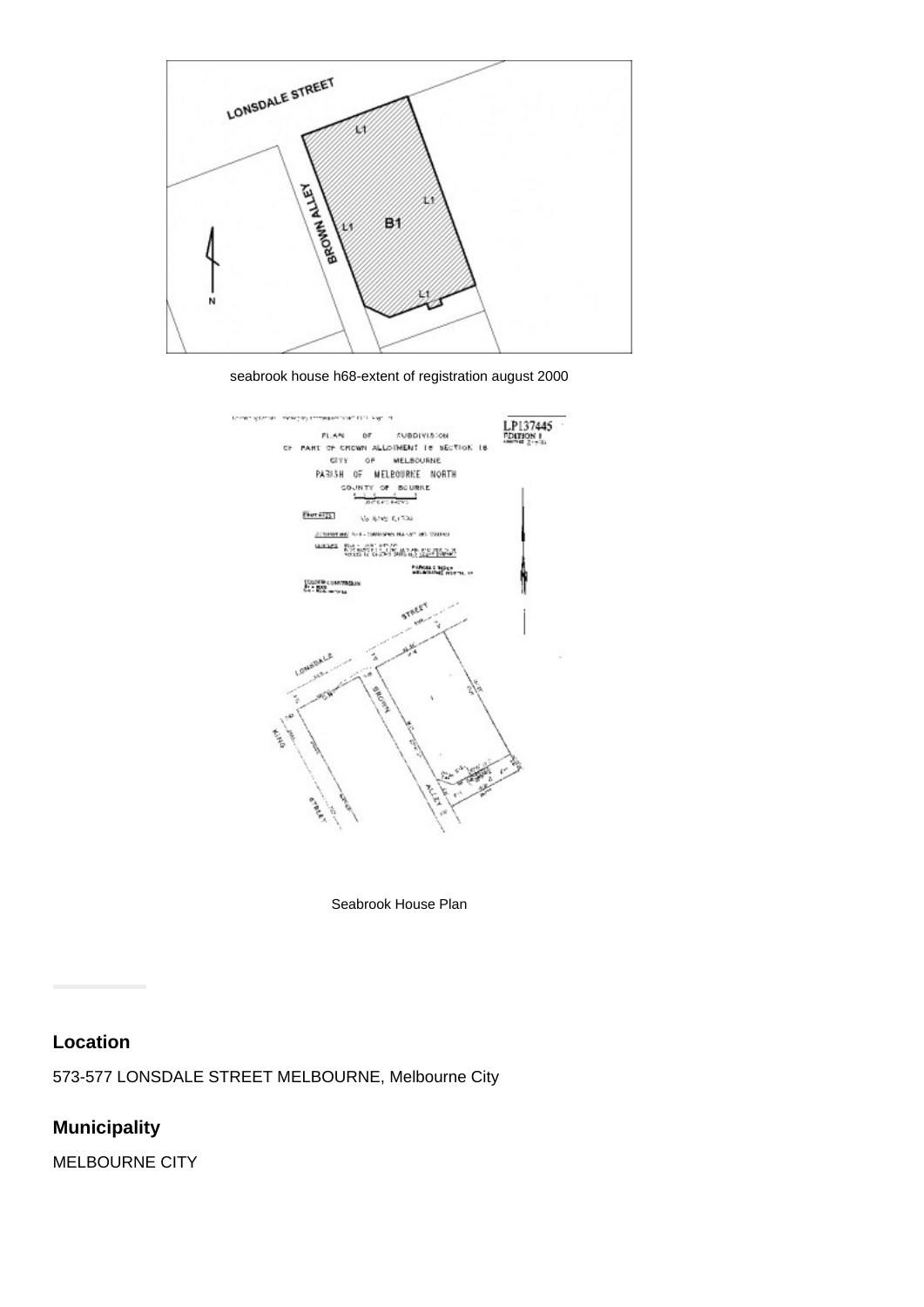seabrook house h68-extent of registration august 2000

Seabrook House Plan

## Location

573-577 LONSDALE STREET MELBOURNE, Melbourne City

## Municipality

MELBOURNE CITY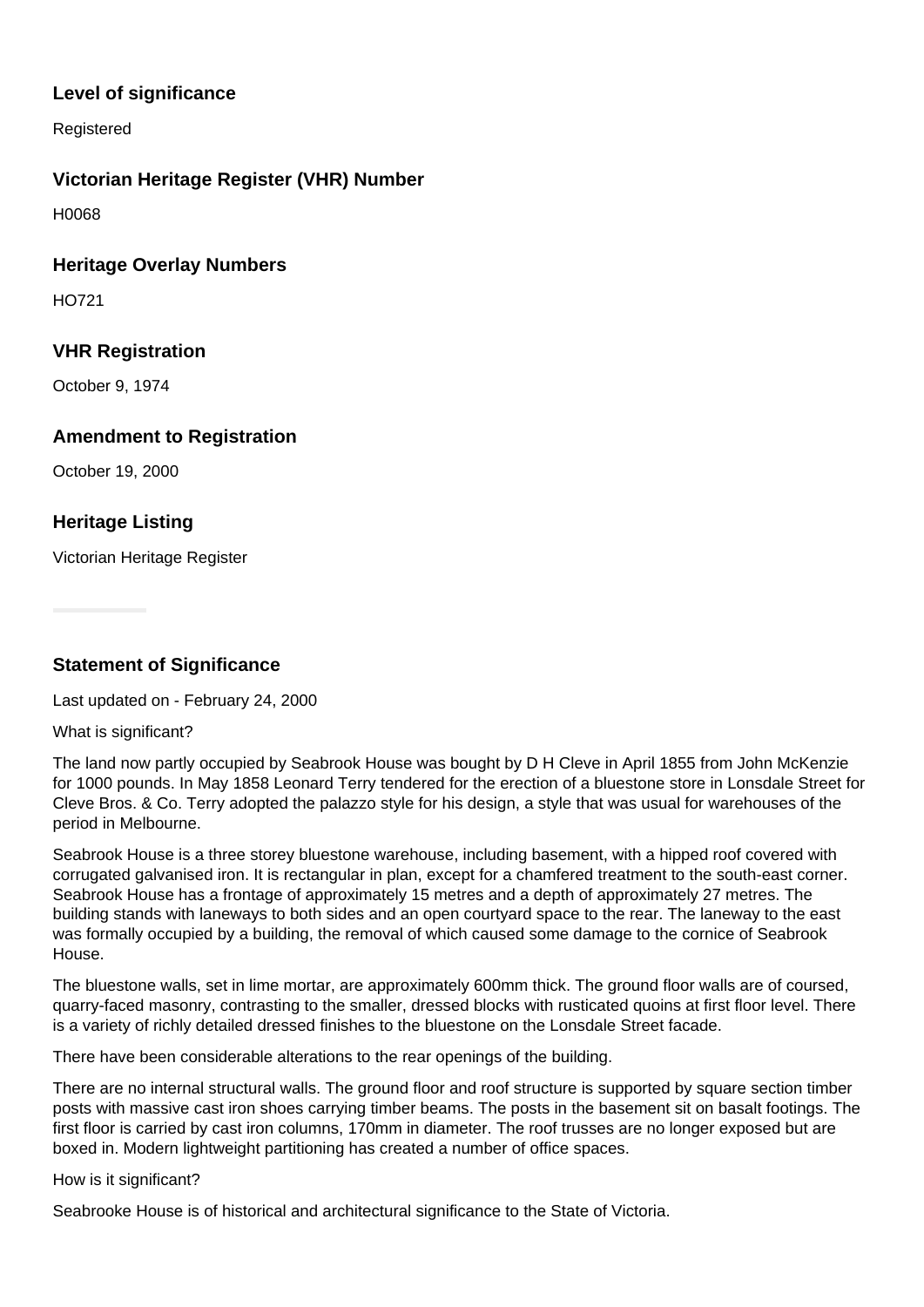### Level of significance

Registered

### Victorian Heritage Register (VHR) Number

H0068

### Heritage Overlay Numbers

HO721

### VHR Registration

October 9, 1974

### Amendment to Registration

October 19, 2000

### Heritage Listing

Victorian Heritage Register

### Statement of Significance

Last updated on - February 24, 2000

What is significant?

The land now partly occupied by Seabrook House was bought by D H Cleve in April 1855 from John McKenzie for 1000 pounds. In May 1858 Leonard Terry tendered for the erection of a bluestone store in Lonsdale Street for Cleve Bros. & Co. Terry adopted the palazzo style for his design, a style that was usual for warehouses of the period in Melbourne.

Seabrook House is a three storey bluestone warehouse, including basement, with a hipped roof covered with corrugated galvanised iron. It is rectangular in plan, except for a chamfered treatment to the south-east corner. Seabrook House has a frontage of approximately 15 metres and a depth of approximately 27 metres. The building stands with laneways to both sides and an open courtyard space to the rear. The laneway to the east was formally occupied by a building, the removal of which caused some damage to the cornice of Seabrook House.

The bluestone walls, set in lime mortar, are approximately 600mm thick. The ground floor walls are of coursed, quarry-faced masonry, contrasting to the smaller, dressed blocks with rusticated quoins at first floor level. There is a variety of richly detailed dressed finishes to the bluestone on the Lonsdale Street facade.

There have been considerable alterations to the rear openings of the building.

There are no internal structural walls. The ground floor and roof structure is supported by square section timber posts with massive cast iron shoes carrying timber beams. The posts in the basement sit on basalt footings. The first floor is carried by cast iron columns, 170mm in diameter. The roof trusses are no longer exposed but are boxed in. Modern lightweight partitioning has created a number of office spaces.

How is it significant?

Seabrooke House is of historical and architectural significance to the State of Victoria.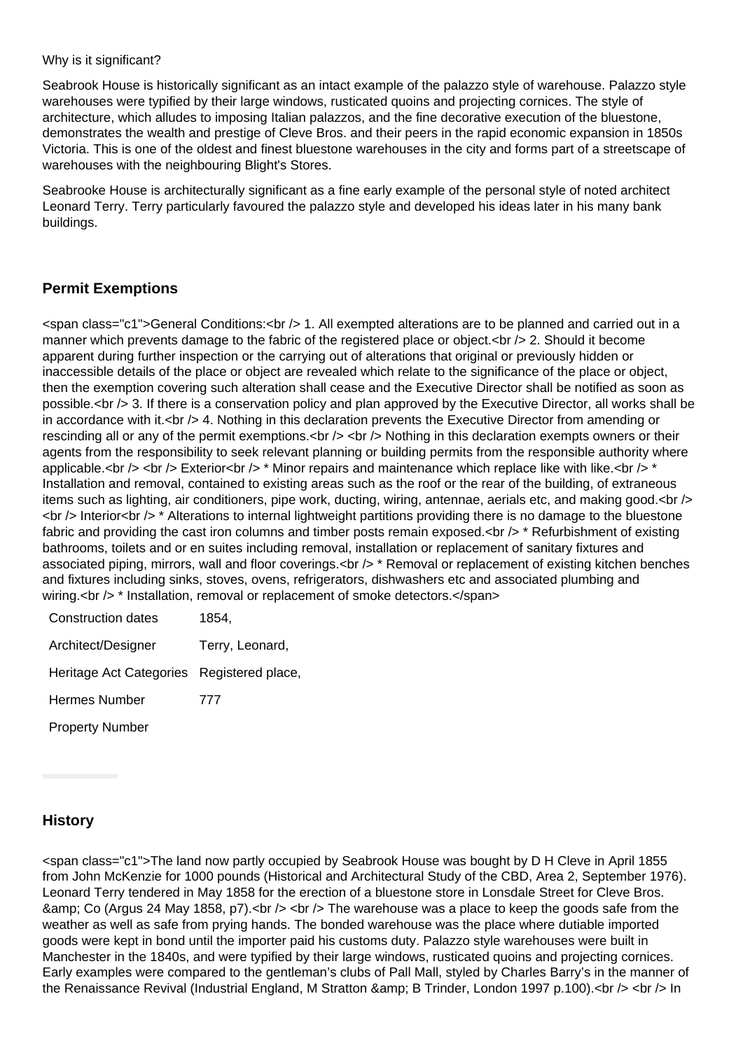Why is it significant?

Seabrook House is historically significant as an intact example of the palazzo style of warehouse. Palazzo style warehouses were typified by their large windows, rusticated quoins and projecting cornices. The style of architecture, which alludes to imposing Italian palazzos, and the fine decorative execution of the bluestone, demonstrates the wealth and prestige of Cleve Bros. and their peers in the rapid economic expansion in 1850s Victoria. This is one of the oldest and finest bluestone warehouses in the city and forms part of a streetscape of warehouses with the neighbouring Blight's Stores.

Seabrooke House is architecturally significant as a fine early example of the personal style of noted architect Leonard Terry. Terry particularly favoured the palazzo style and developed his ideas later in his many bank buildings.

## Permit Exemptions

<span class="c1">General Conditions:<br /> 1. All exempted alterations are to be planned and carried out in a manner which prevents damage to the fabric of the registered place or object.<br /> 2. Should it become apparent during further inspection or the carrying out of alterations that original or previously hidden or inaccessible details of the place or object are revealed which relate to the significance of the place or object, then the exemption covering such alteration shall cease and the Executive Director shall be notified as soon as possible.<br /> 3. If there is a conservation policy and plan approved by the Executive Director, all works shall be in accordance with it.<br /> 4. Nothing in this declaration prevents the Executive Director from amending or rescinding all or any of the permit exemptions.<br /> <br /> Nothing in this declaration exempts owners or their agents from the responsibility to seek relevant planning or building permits from the responsible authority where applicable.<br /> <br /> Exterior<br /> * Minor repairs and maintenance which replace like with like.<br /> * Installation and removal, contained to existing areas such as the roof or the rear of the building, of extraneous items such as lighting, air conditioners, pipe work, ducting, wiring, antennae, aerials etc, and making good.<br /> <br /> Interior<br /> * Alterations to internal lightweight partitions providing there is no damage to the bluestone fabric and providing the cast iron columns and timber posts remain exposed.<br /> * Refurbishment of existing bathrooms, toilets and or en suites including removal, installation or replacement of sanitary fixtures and associated piping, mirrors, wall and floor coverings.<br /> * Removal or replacement of existing kitchen benches and fixtures including sinks, stoves, ovens, refrigerators, dishwashers etc and associated plumbing and wiring.<br /> * Installation, removal or replacement of smoke detectors.</span>

| | |
|---|---|
| Construction dates | 1854, |
| Architect/Designer | Terry, Leonard, |
| Heritage Act Categories | Registered place, |
| Hermes Number | 777 |
| Property Number | |

## History

<span class="c1">The land now partly occupied by Seabrook House was bought by D H Cleve in April 1855 from John McKenzie for 1000 pounds (Historical and Architectural Study of the CBD, Area 2, September 1976). Leonard Terry tendered in May 1858 for the erection of a bluestone store in Lonsdale Street for Cleve Bros. &amp; Co (Argus 24 May 1858, p7).<br /> <br /> The warehouse was a place to keep the goods safe from the weather as well as safe from prying hands. The bonded warehouse was the place where dutiable imported goods were kept in bond until the importer paid his customs duty. Palazzo style warehouses were built in Manchester in the 1840s, and were typified by their large windows, rusticated quoins and projecting cornices. Early examples were compared to the gentleman's clubs of Pall Mall, styled by Charles Barry's in the manner of the Renaissance Revival (Industrial England, M Stratton &amp; B Trinder, London 1997 p.100).<br /> <br /> In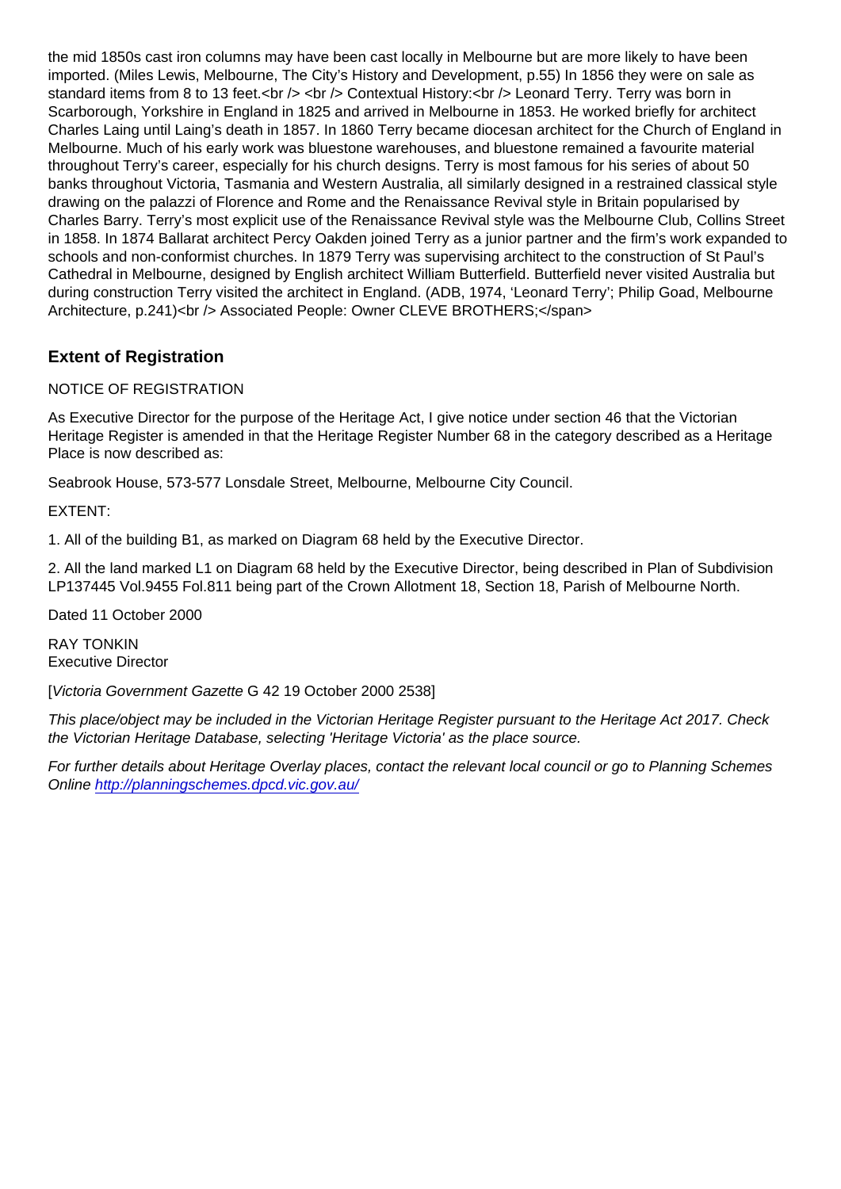the mid 1850s cast iron columns may have been cast locally in Melbourne but are more likely to have been imported. (Miles Lewis, Melbourne, The City's History and Development, p.55) In 1856 they were on sale as standard items from 8 to 13 feet.<br /> <br /> Contextual History:<br /> Leonard Terry. Terry was born in Scarborough, Yorkshire in England in 1825 and arrived in Melbourne in 1853. He worked briefly for architect Charles Laing until Laing's death in 1857. In 1860 Terry became diocesan architect for the Church of England in Melbourne. Much of his early work was bluestone warehouses, and bluestone remained a favourite material throughout Terry's career, especially for his church designs. Terry is most famous for his series of about 50 banks throughout Victoria, Tasmania and Western Australia, all similarly designed in a restrained classical style drawing on the palazzi of Florence and Rome and the Renaissance Revival style in Britain popularised by Charles Barry. Terry's most explicit use of the Renaissance Revival style was the Melbourne Club, Collins Street in 1858. In 1874 Ballarat architect Percy Oakden joined Terry as a junior partner and the firm's work expanded to schools and non-conformist churches. In 1879 Terry was supervising architect to the construction of St Paul's Cathedral in Melbourne, designed by English architect William Butterfield. Butterfield never visited Australia but during construction Terry visited the architect in England. (ADB, 1974, 'Leonard Terry'; Philip Goad, Melbourne Architecture, p.241)<br /> Associated People: Owner CLEVE BROTHERS;</span>

## Extent of Registration

NOTICE OF REGISTRATION

As Executive Director for the purpose of the Heritage Act, I give notice under section 46 that the Victorian Heritage Register is amended in that the Heritage Register Number 68 in the category described as a Heritage Place is now described as:

Seabrook House, 573-577 Lonsdale Street, Melbourne, Melbourne City Council.

EXTENT:

1. All of the building B1, as marked on Diagram 68 held by the Executive Director.

2. All the land marked L1 on Diagram 68 held by the Executive Director, being described in Plan of Subdivision LP137445 Vol.9455 Fol.811 being part of the Crown Allotment 18, Section 18, Parish of Melbourne North.

Dated 11 October 2000

RAY TONKIN
Executive Director

[*Victoria Government Gazette* G 42 19 October 2000 2538]

*This place/object may be included in the Victorian Heritage Register pursuant to the Heritage Act 2017. Check the Victorian Heritage Database, selecting 'Heritage Victoria' as the place source.*

*For further details about Heritage Overlay places, contact the relevant local council or go to Planning Schemes Online* [http://planningschemes.dpcd.vic.gov.au/](http://planningschemes.dpcd.vic.gov.au/)